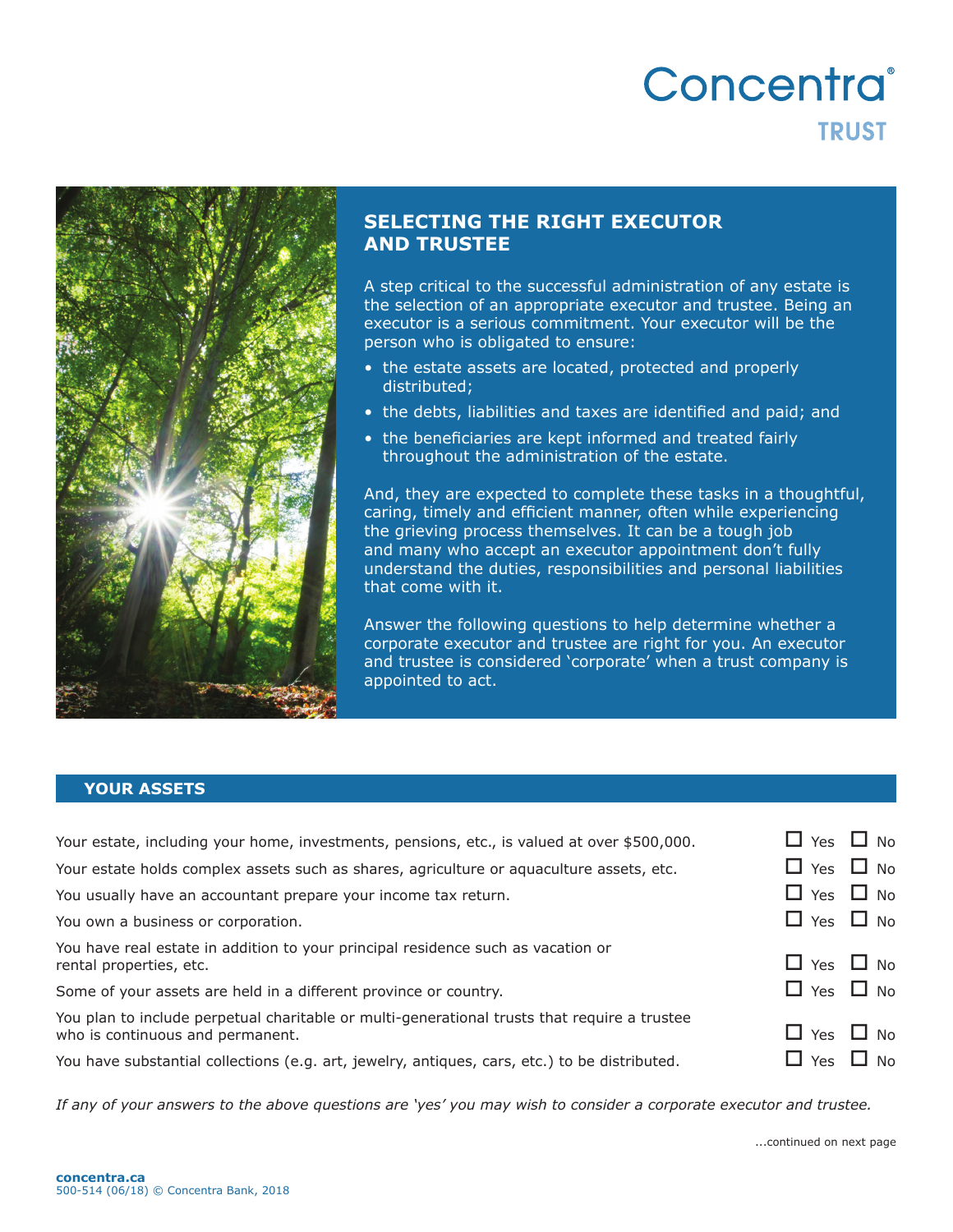Concentra®
TRUST

## SELECTING THE RIGHT EXECUTOR AND TRUSTEE

A step critical to the successful administration of any estate is the selection of an appropriate executor and trustee. Being an executor is a serious commitment. Your executor will be the person who is obligated to ensure:

- the estate assets are located, protected and properly distributed;
- the debts, liabilities and taxes are identified and paid; and
- the beneficiaries are kept informed and treated fairly throughout the administration of the estate.

And, they are expected to complete these tasks in a thoughtful, caring, timely and efficient manner, often while experiencing the grieving process themselves. It can be a tough job and many who accept an executor appointment don't fully understand the duties, responsibilities and personal liabilities that come with it.

Answer the following questions to help determine whether a corporate executor and trustee are right for you. An executor and trustee is considered 'corporate' when a trust company is appointed to act.

### YOUR ASSETS

| | | |
|---|---|---|
| Your estate, including your home, investments, pensions, etc., is valued at over $500,000. | ☐ Yes | ☐ No |
| Your estate holds complex assets such as shares, agriculture or aquaculture assets, etc. | ☐ Yes | ☐ No |
| You usually have an accountant prepare your income tax return. | ☐ Yes | ☐ No |
| You own a business or corporation. | ☐ Yes | ☐ No |
| You have real estate in addition to your principal residence such as vacation or rental properties, etc. | ☐ Yes | ☐ No |
| Some of your assets are held in a different province or country. | ☐ Yes | ☐ No |
| You plan to include perpetual charitable or multi-generational trusts that require a trustee who is continuous and permanent. | ☐ Yes | ☐ No |
| You have substantial collections (e.g. art, jewelry, antiques, cars, etc.) to be distributed. | ☐ Yes | ☐ No |

*If any of your answers to the above questions are 'yes' you may wish to consider a corporate executor and trustee.*

...continued on next page

**concentra.ca**
500-514 (06/18) © Concentra Bank, 2018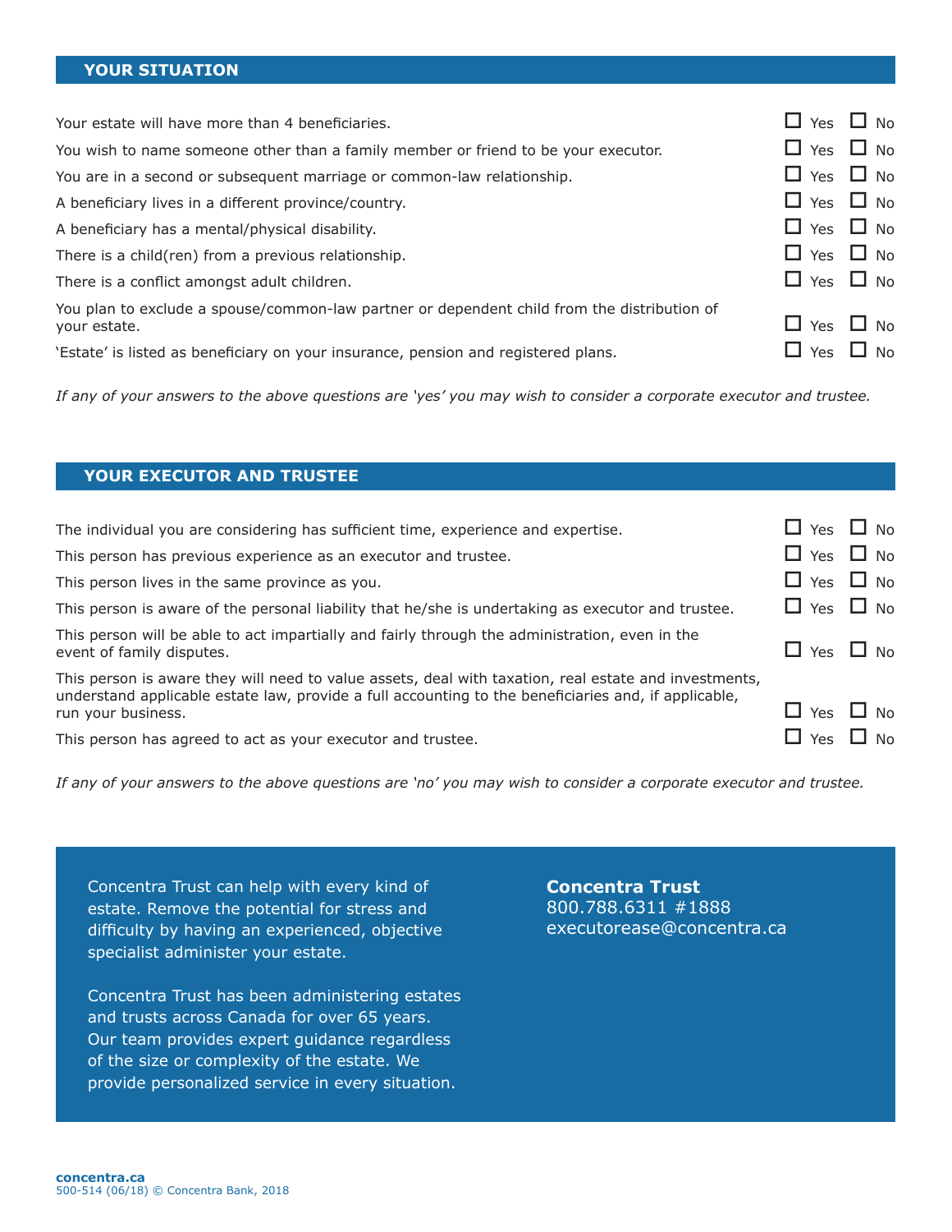## YOUR SITUATION

| | |
|---|---|
| Your estate will have more than 4 beneficiaries. | ☐ Yes ☐ No |
| You wish to name someone other than a family member or friend to be your executor. | ☐ Yes ☐ No |
| You are in a second or subsequent marriage or common-law relationship. | ☐ Yes ☐ No |
| A beneficiary lives in a different province/country. | ☐ Yes ☐ No |
| A beneficiary has a mental/physical disability. | ☐ Yes ☐ No |
| There is a child(ren) from a previous relationship. | ☐ Yes ☐ No |
| There is a conflict amongst adult children. | ☐ Yes ☐ No |
| You plan to exclude a spouse/common-law partner or dependent child from the distribution of your estate. | ☐ Yes ☐ No |
| 'Estate' is listed as beneficiary on your insurance, pension and registered plans. | ☐ Yes ☐ No |

*If any of your answers to the above questions are 'yes' you may wish to consider a corporate executor and trustee.*

## YOUR EXECUTOR AND TRUSTEE

| | |
|---|---|
| The individual you are considering has sufficient time, experience and expertise. | ☐ Yes ☐ No |
| This person has previous experience as an executor and trustee. | ☐ Yes ☐ No |
| This person lives in the same province as you. | ☐ Yes ☐ No |
| This person is aware of the personal liability that he/she is undertaking as executor and trustee. | ☐ Yes ☐ No |
| This person will be able to act impartially and fairly through the administration, even in the event of family disputes. | ☐ Yes ☐ No |
| This person is aware they will need to value assets, deal with taxation, real estate and investments, understand applicable estate law, provide a full accounting to the beneficiaries and, if applicable, run your business. | ☐ Yes ☐ No |
| This person has agreed to act as your executor and trustee. | ☐ Yes ☐ No |

*If any of your answers to the above questions are 'no' you may wish to consider a corporate executor and trustee.*

Concentra Trust can help with every kind of estate. Remove the potential for stress and difficulty by having an experienced, objective specialist administer your estate.

Concentra Trust has been administering estates and trusts across Canada for over 65 years. Our team provides expert guidance regardless of the size or complexity of the estate. We provide personalized service in every situation.

**Concentra Trust**
800.788.6311 #1888
executorease@concentra.ca

**concentra.ca**
500-514 (06/18) © Concentra Bank, 2018